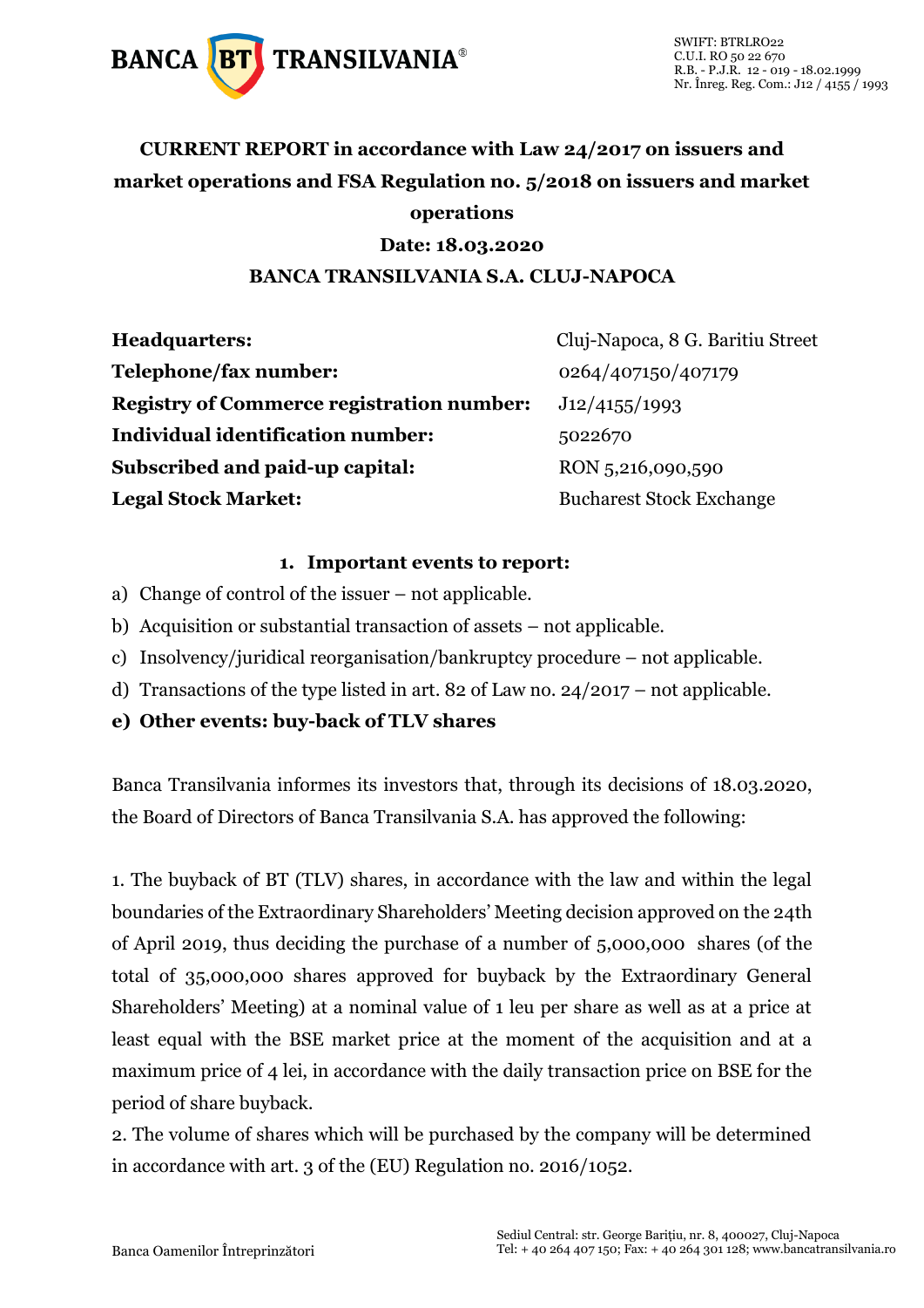**CURRENT REPORT in accordance with Law 24/2017 on issuers and market operations and FSA Regulation no. 5/2018 on issuers and market operations**

**Date: 18.03.2020**

**BANCA TRANSILVANIA S.A. CLUJ-NAPOCA**

| | |
|---|---|
| **Headquarters:** | Cluj-Napoca, 8 G. Baritiu Street |
| **Telephone/fax number:** | 0264/407150/407179 |
| **Registry of Commerce registration number:** | J12/4155/1993 |
| **Individual identification number:** | 5022670 |
| **Subscribed and paid-up capital:** | RON 5,216,090,590 |
| **Legal Stock Market:** | Bucharest Stock Exchange |

**1. Important events to report:**

a) Change of control of the issuer – not applicable.

b) Acquisition or substantial transaction of assets – not applicable.

c) Insolvency/juridical reorganisation/bankruptcy procedure – not applicable.

d) Transactions of the type listed in art. 82 of Law no. 24/2017 – not applicable.

**e) Other events: buy-back of TLV shares**

Banca Transilvania informes its investors that, through its decisions of 18.03.2020, the Board of Directors of Banca Transilvania S.A. has approved the following:

1. The buyback of BT (TLV) shares, in accordance with the law and within the legal boundaries of the Extraordinary Shareholders' Meeting decision approved on the 24th of April 2019, thus deciding the purchase of a number of 5,000,000 shares (of the total of 35,000,000 shares approved for buyback by the Extraordinary General Shareholders' Meeting) at a nominal value of 1 leu per share as well as at a price at least equal with the BSE market price at the moment of the acquisition and at a maximum price of 4 lei, in accordance with the daily transaction price on BSE for the period of share buyback.

2. The volume of shares which will be purchased by the company will be determined in accordance with art. 3 of the (EU) Regulation no. 2016/1052.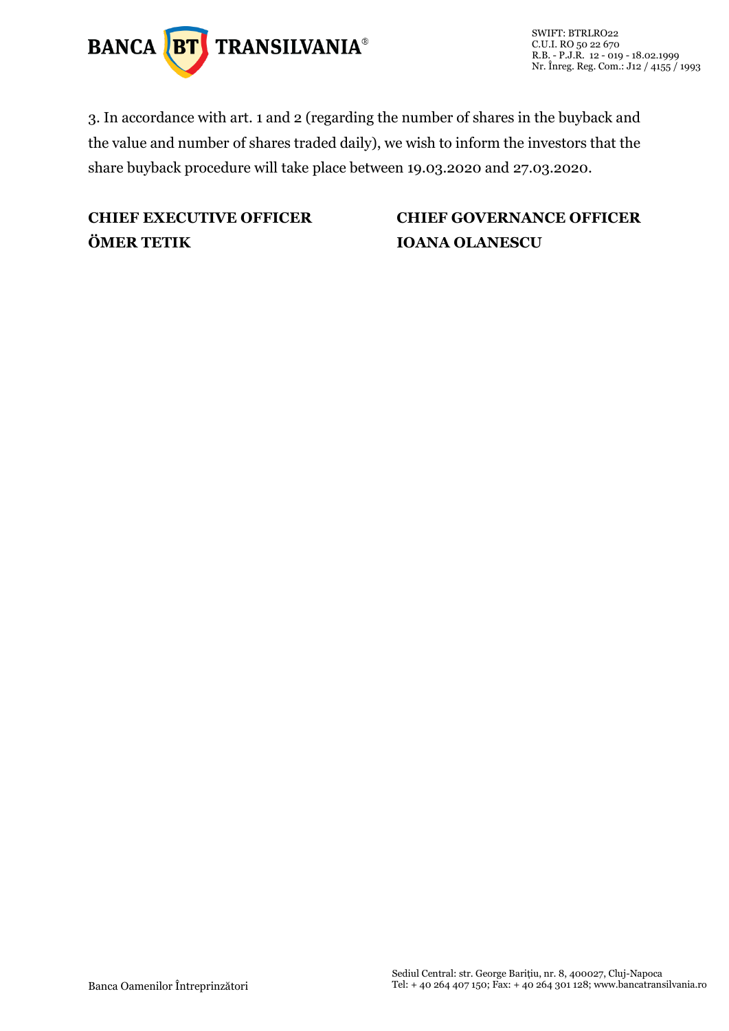3. In accordance with art. 1 and 2 (regarding the number of shares in the buyback and the value and number of shares traded daily), we wish to inform the investors that the share buyback procedure will take place between 19.03.2020 and 27.03.2020.

**CHIEF EXECUTIVE OFFICER**
**ÖMER TETIK**

**CHIEF GOVERNANCE OFFICER**
**IOANA OLANESCU**